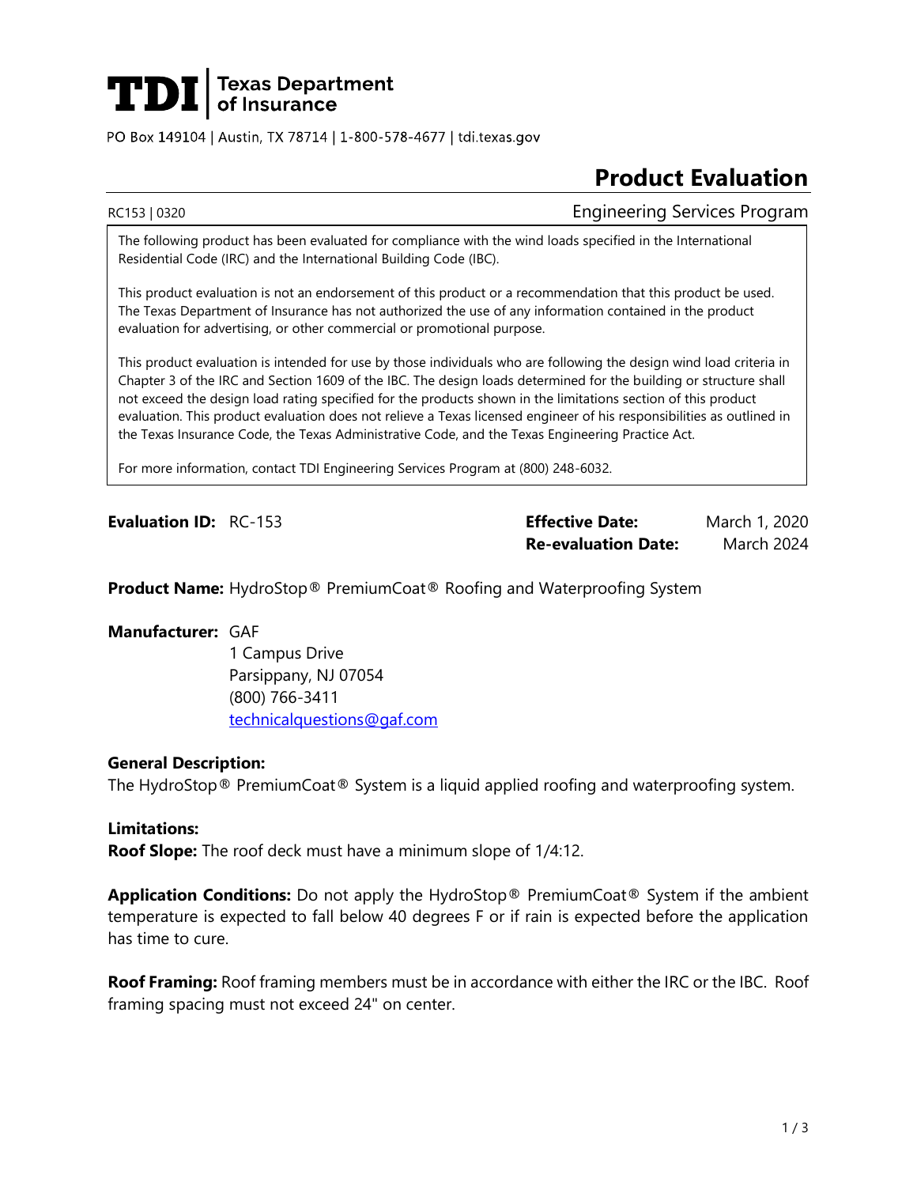**TDI | Texas Department of Insurance**

PO Box 149104 | Austin, TX 78714 | 1-800-578-4677 | tdi.texas.gov

# Product Evaluation

RC153 | 0320 Engineering Services Program

The following product has been evaluated for compliance with the wind loads specified in the International Residential Code (IRC) and the International Building Code (IBC).

This product evaluation is not an endorsement of this product or a recommendation that this product be used. The Texas Department of Insurance has not authorized the use of any information contained in the product evaluation for advertising, or other commercial or promotional purpose.

This product evaluation is intended for use by those individuals who are following the design wind load criteria in Chapter 3 of the IRC and Section 1609 of the IBC. The design loads determined for the building or structure shall not exceed the design load rating specified for the products shown in the limitations section of this product evaluation. This product evaluation does not relieve a Texas licensed engineer of his responsibilities as outlined in the Texas Insurance Code, the Texas Administrative Code, and the Texas Engineering Practice Act.

For more information, contact TDI Engineering Services Program at (800) 248-6032.

**Evaluation ID:** RC-153

**Effective Date:** March 1, 2020

**Re-evaluation Date:** March 2024

**Product Name:** HydroStop® PremiumCoat® Roofing and Waterproofing System

**Manufacturer:** GAF
1 Campus Drive
Parsippany, NJ 07054
(800) 766-3411
technicalquestions@gaf.com

**General Description:**
The HydroStop® PremiumCoat® System is a liquid applied roofing and waterproofing system.

**Limitations:**
**Roof Slope:** The roof deck must have a minimum slope of 1/4:12.

**Application Conditions:** Do not apply the HydroStop® PremiumCoat® System if the ambient temperature is expected to fall below 40 degrees F or if rain is expected before the application has time to cure.

**Roof Framing:** Roof framing members must be in accordance with either the IRC or the IBC. Roof framing spacing must not exceed 24" on center.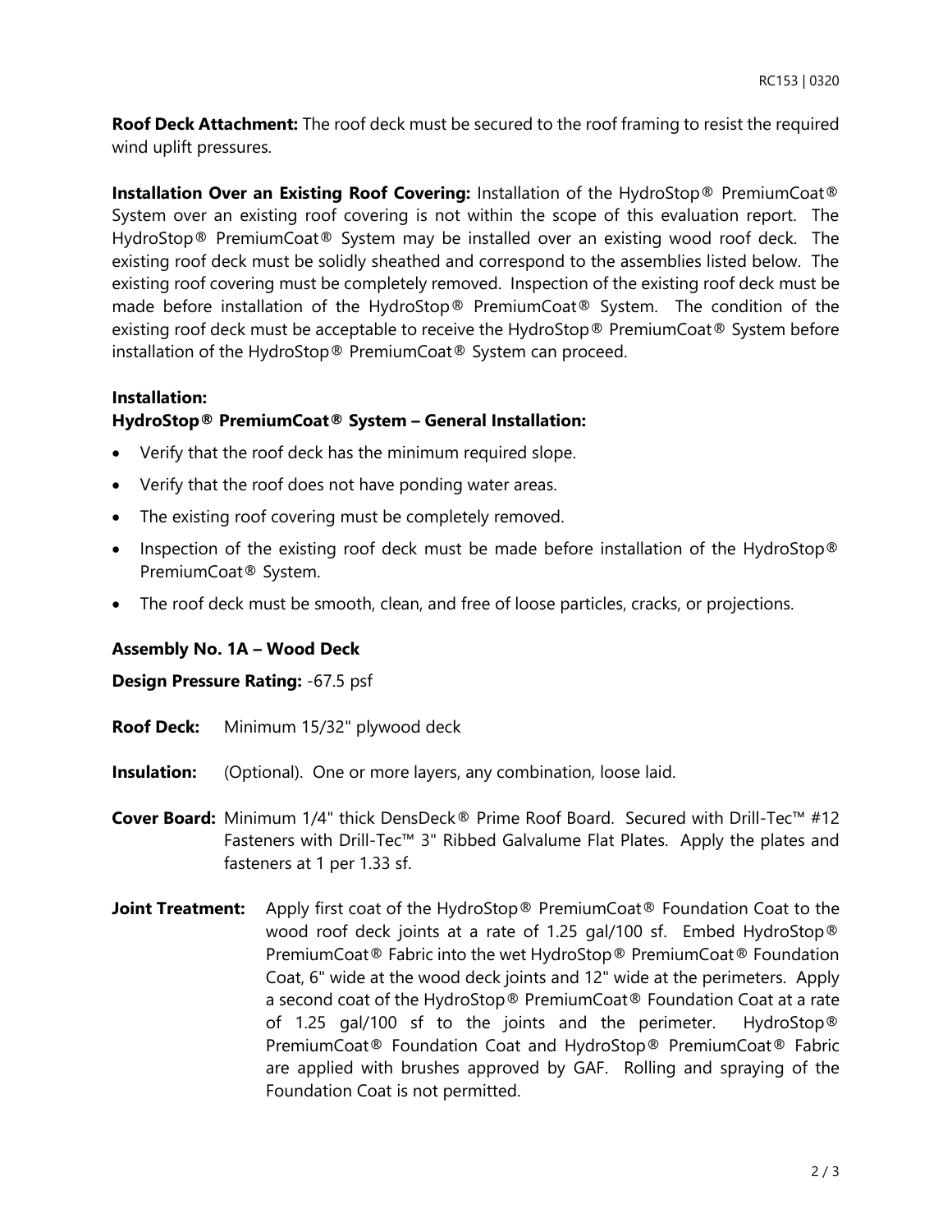**Roof Deck Attachment:** The roof deck must be secured to the roof framing to resist the required wind uplift pressures.

**Installation Over an Existing Roof Covering:** Installation of the HydroStop® PremiumCoat® System over an existing roof covering is not within the scope of this evaluation report. The HydroStop® PremiumCoat® System may be installed over an existing wood roof deck. The existing roof deck must be solidly sheathed and correspond to the assemblies listed below. The existing roof covering must be completely removed. Inspection of the existing roof deck must be made before installation of the HydroStop® PremiumCoat® System. The condition of the existing roof deck must be acceptable to receive the HydroStop® PremiumCoat® System before installation of the HydroStop® PremiumCoat® System can proceed.

**Installation:**

**HydroStop® PremiumCoat® System – General Installation:**

- Verify that the roof deck has the minimum required slope.
- Verify that the roof does not have ponding water areas.
- The existing roof covering must be completely removed.
- Inspection of the existing roof deck must be made before installation of the HydroStop® PremiumCoat® System.
- The roof deck must be smooth, clean, and free of loose particles, cracks, or projections.

**Assembly No. 1A – Wood Deck**

**Design Pressure Rating:** -67.5 psf

**Roof Deck:** Minimum 15/32" plywood deck

**Insulation:** (Optional). One or more layers, any combination, loose laid.

**Cover Board:** Minimum 1/4" thick DensDeck® Prime Roof Board. Secured with Drill-Tec™ #12 Fasteners with Drill-Tec™ 3" Ribbed Galvalume Flat Plates. Apply the plates and fasteners at 1 per 1.33 sf.

**Joint Treatment:** Apply first coat of the HydroStop® PremiumCoat® Foundation Coat to the wood roof deck joints at a rate of 1.25 gal/100 sf. Embed HydroStop® PremiumCoat® Fabric into the wet HydroStop® PremiumCoat® Foundation Coat, 6" wide at the wood deck joints and 12" wide at the perimeters. Apply a second coat of the HydroStop® PremiumCoat® Foundation Coat at a rate of 1.25 gal/100 sf to the joints and the perimeter. HydroStop® PremiumCoat® Foundation Coat and HydroStop® PremiumCoat® Fabric are applied with brushes approved by GAF. Rolling and spraying of the Foundation Coat is not permitted.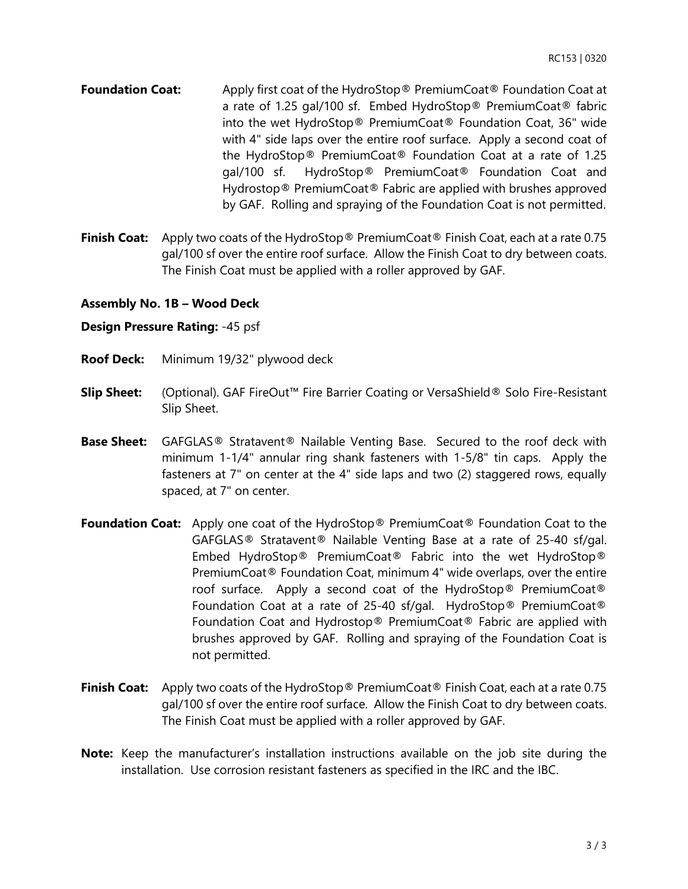**Foundation Coat:** Apply first coat of the HydroStop® PremiumCoat® Foundation Coat at a rate of 1.25 gal/100 sf. Embed HydroStop® PremiumCoat® fabric into the wet HydroStop® PremiumCoat® Foundation Coat, 36" wide with 4" side laps over the entire roof surface. Apply a second coat of the HydroStop® PremiumCoat® Foundation Coat at a rate of 1.25 gal/100 sf. HydroStop® PremiumCoat® Foundation Coat and Hydrostop® PremiumCoat® Fabric are applied with brushes approved by GAF. Rolling and spraying of the Foundation Coat is not permitted.

**Finish Coat:** Apply two coats of the HydroStop® PremiumCoat® Finish Coat, each at a rate 0.75 gal/100 sf over the entire roof surface. Allow the Finish Coat to dry between coats. The Finish Coat must be applied with a roller approved by GAF.

**Assembly No. 1B – Wood Deck**

**Design Pressure Rating:** -45 psf

**Roof Deck:** Minimum 19/32" plywood deck

**Slip Sheet:** (Optional). GAF FireOut™ Fire Barrier Coating or VersaShield® Solo Fire-Resistant Slip Sheet.

**Base Sheet:** GAFGLAS® Stratavent® Nailable Venting Base. Secured to the roof deck with minimum 1-1/4" annular ring shank fasteners with 1-5/8" tin caps. Apply the fasteners at 7" on center at the 4" side laps and two (2) staggered rows, equally spaced, at 7" on center.

**Foundation Coat:** Apply one coat of the HydroStop® PremiumCoat® Foundation Coat to the GAFGLAS® Stratavent® Nailable Venting Base at a rate of 25-40 sf/gal. Embed HydroStop® PremiumCoat® Fabric into the wet HydroStop® PremiumCoat® Foundation Coat, minimum 4" wide overlaps, over the entire roof surface. Apply a second coat of the HydroStop® PremiumCoat® Foundation Coat at a rate of 25-40 sf/gal. HydroStop® PremiumCoat® Foundation Coat and Hydrostop® PremiumCoat® Fabric are applied with brushes approved by GAF. Rolling and spraying of the Foundation Coat is not permitted.

**Finish Coat:** Apply two coats of the HydroStop® PremiumCoat® Finish Coat, each at a rate 0.75 gal/100 sf over the entire roof surface. Allow the Finish Coat to dry between coats. The Finish Coat must be applied with a roller approved by GAF.

**Note:** Keep the manufacturer's installation instructions available on the job site during the installation. Use corrosion resistant fasteners as specified in the IRC and the IBC.